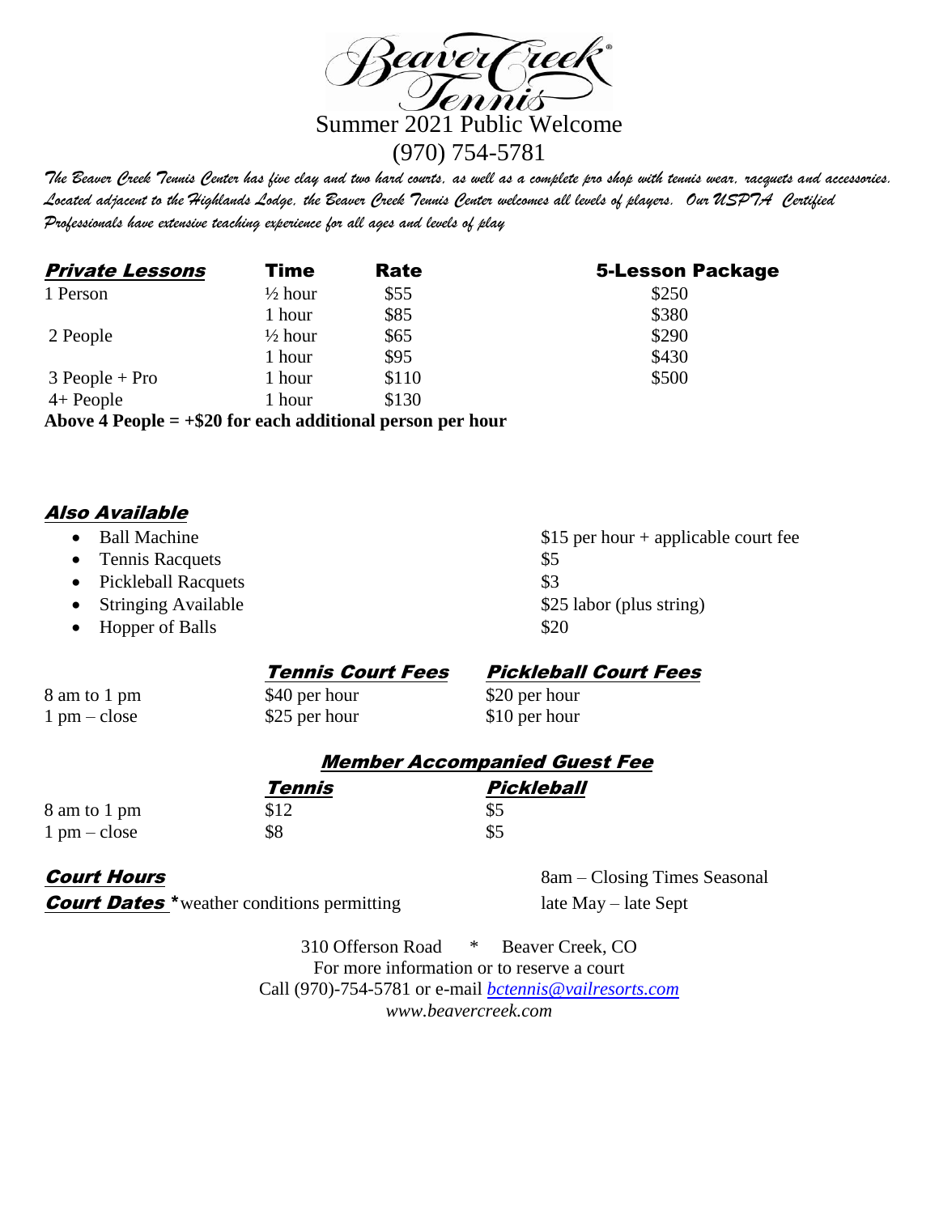# Beaver Creek Tennis®

## Summer 2021 Public Welcome

(970) 754-5781

*The Beaver Creek Tennis Center has five clay and two hard courts, as well as a complete pro shop with tennis wear, racquets and accessories. Located adjacent to the Highlands Lodge, the Beaver Creek Tennis Center welcomes all levels of players. Our USPTA Certified Professionals have extensive teaching experience for all ages and levels of play*

| ***Private Lessons*** | **Time** | **Rate** | **5-Lesson Package** |
|---|---|---|---|
| 1 Person | ½ hour | $55 | $250 |
| | 1 hour | $85 | $380 |
| 2 People | ½ hour | $65 | $290 |
| | 1 hour | $95 | $430 |
| 3 People + Pro | 1 hour | $110 | $500 |
| 4+ People | 1 hour | $130 | |

**Above 4 People = +$20 for each additional person per hour**

***Also Available***

- Ball Machine — $15 per hour + applicable court fee
- Tennis Racquets — $5
- Pickleball Racquets — $3
- Stringing Available — $25 labor (plus string)
- Hopper of Balls — $20

| | ***Tennis Court Fees*** | ***Pickleball Court Fees*** |
|---|---|---|
| 8 am to 1 pm | $40 per hour | $20 per hour |
| 1 pm – close | $25 per hour | $10 per hour |

***Member Accompanied Guest Fee***

| | ***Tennis*** | ***Pickleball*** |
|---|---|---|
| 8 am to 1 pm | $12 | $5 |
| 1 pm – close | $8 | $5 |

***Court Hours*** — 8am – Closing Times Seasonal

***Court Dates*** *weather conditions permitting — late May – late Sept

310 Offerson Road * Beaver Creek, CO

For more information or to reserve a court

Call (970)-754-5781 or e-mail *bctennis@vailresorts.com*

*www.beavercreek.com*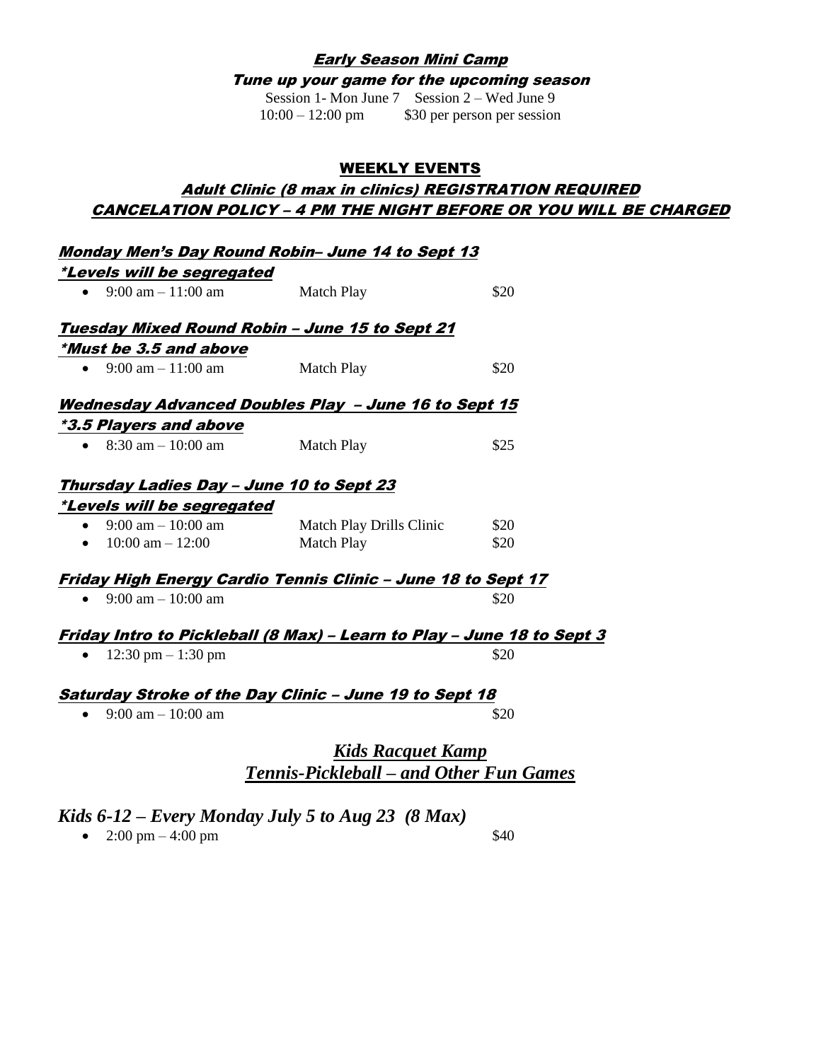## *Early Season Mini Camp*

### *Tune up your game for the upcoming season*

Session 1- Mon June 7 Session 2 – Wed June 9

10:00 – 12:00 pm $30 per person per session

## WEEKLY EVENTS

### *Adult Clinic (8 max in clinics) REGISTRATION REQUIRED*

### *CANCELATION POLICY – 4 PM THE NIGHT BEFORE OR YOU WILL BE CHARGED*

***Monday Men's Day Round Robin– June 14 to Sept 13***

***\*Levels will be segregated***

- 9:00 am – 11:00 am Match Play $20

***Tuesday Mixed Round Robin – June 15 to Sept 21***

***\*Must be 3.5 and above***

- 9:00 am – 11:00 am Match Play $20

***Wednesday Advanced Doubles Play – June 16 to Sept 15***

***\*3.5 Players and above***

- 8:30 am – 10:00 am Match Play $25

***Thursday Ladies Day – June 10 to Sept 23***

***\*Levels will be segregated***

- 9:00 am – 10:00 am Match Play Drills Clinic $20
- 10:00 am – 12:00 Match Play $20

***Friday High Energy Cardio Tennis Clinic – June 18 to Sept 17***

- 9:00 am – 10:00 am $20

***Friday Intro to Pickleball (8 Max) – Learn to Play – June 18 to Sept 3***

- 12:30 pm – 1:30 pm $20

***Saturday Stroke of the Day Clinic – June 19 to Sept 18***

- 9:00 am – 10:00 am $20

## *Kids Racquet Kamp*

## *Tennis-Pickleball – and Other Fun Games*

### *Kids 6-12 – Every Monday July 5 to Aug 23 (8 Max)*

- 2:00 pm – 4:00 pm $40